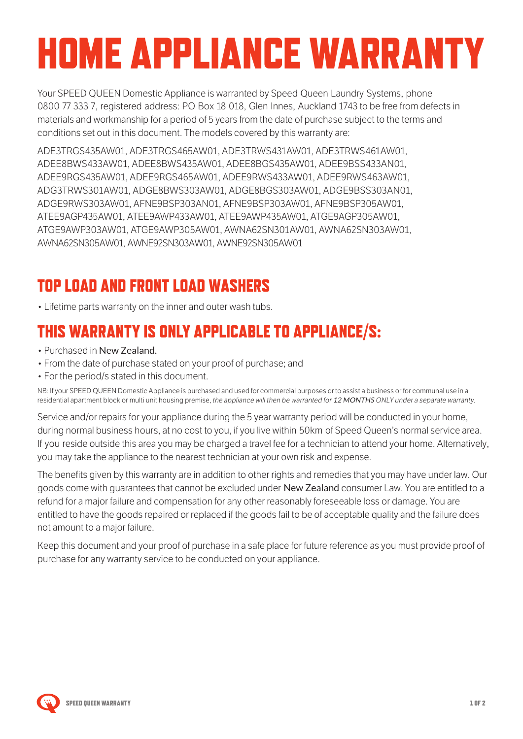# HOME APPLIANCE WARRANTY

Your SPEED QUEEN Domestic Appliance is warranted by Speed Queen Laundry Systems, phone 0800 77 333 7, registered address: PO Box 18 018, Glen Innes, Auckland 1743 to be free from defects in materials and workmanship for a period of 5 years from the date of purchase subject to the terms and conditions set out in this document. The models covered by this warranty are:

ADE3TRGS435AW01, ADE3TRGS465AW01, ADE3TRWS431AW01, ADE3TRWS461AW01, ADEE8BWS433AW01, ADEE8BWS435AW01, ADEE8BGS435AW01, ADEE9BSS433AN01, ADEE9RGS435AW01, ADEE9RGS465AW01, ADEE9RWS433AW01, ADEE9RWS463AW01, ADG3TRWS301AW01, ADGE8BWS303AW01, ADGE8BGS303AW01, ADGE9BSS303AN01, ADGE9RWS303AW01, AFNE9BSP303AN01, AFNE9BSP303AW01, AFNE9BSP305AW01, ATEE9AGP435AW01, ATEE9AWP433AW01, ATEE9AWP435AW01, ATGE9AGP305AW01, ATGE9AWP303AW01, ATGE9AWP305AW01, AWNA62SN301AW01, AWNA62SN303AW01, AWNA62SN305AW01, AWNE92SN303AW01, AWNE92SN305AW01

## TOP LOAD AND FRONT LOAD WASHERS

- Lifetime parts warranty on the inner and outer wash tubs.

## THIS WARRANTY IS ONLY APPLICABLE TO APPLIANCE/S:

- Purchased in New Zealand.
- From the date of purchase stated on your proof of purchase; and
- For the period/s stated in this document.

NB: If your SPEED QUEEN Domestic Appliance is purchased and used for commercial purposes or to assist a business or for communal use in a residential apartment block or multi unit housing premise, *the appliance will then be warranted for **12 MONTHS** ONLY under a separate warranty.*

Service and/or repairs for your appliance during the 5 year warranty period will be conducted in your home, during normal business hours, at no cost to you, if you live within 50km of Speed Queen's normal service area. If you reside outside this area you may be charged a travel fee for a technician to attend your home. Alternatively, you may take the appliance to the nearest technician at your own risk and expense.

The benefits given by this warranty are in addition to other rights and remedies that you may have under law. Our goods come with guarantees that cannot be excluded under New Zealand consumer Law. You are entitled to a refund for a major failure and compensation for any other reasonably foreseeable loss or damage. You are entitled to have the goods repaired or replaced if the goods fail to be of acceptable quality and the failure does not amount to a major failure.

Keep this document and your proof of purchase in a safe place for future reference as you must provide proof of purchase for any warranty service to be conducted on your appliance.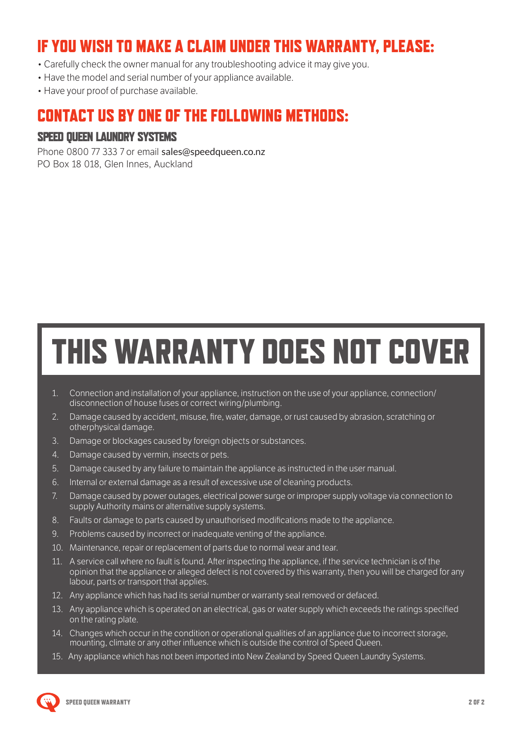## IF YOU WISH TO MAKE A CLAIM UNDER THIS WARRANTY, PLEASE:

- Carefully check the owner manual for any troubleshooting advice it may give you.
- Have the model and serial number of your appliance available.
- Have your proof of purchase available.

## CONTACT US BY ONE OF THE FOLLOWING METHODS:

### SPEED QUEEN LAUNDRY SYSTEMS

Phone 0800 77 333 7 or email sales@speedqueen.co.nz
PO Box 18 018, Glen Innes, Auckland

# THIS WARRANTY DOES NOT COVER

1. Connection and installation of your appliance, instruction on the use of your appliance, connection/disconnection of house fuses or correct wiring/plumbing.
2. Damage caused by accident, misuse, fire, water, damage, or rust caused by abrasion, scratching or otherphysical damage.
3. Damage or blockages caused by foreign objects or substances.
4. Damage caused by vermin, insects or pets.
5. Damage caused by any failure to maintain the appliance as instructed in the user manual.
6. Internal or external damage as a result of excessive use of cleaning products.
7. Damage caused by power outages, electrical power surge or improper supply voltage via connection to supply Authority mains or alternative supply systems.
8. Faults or damage to parts caused by unauthorised modifications made to the appliance.
9. Problems caused by incorrect or inadequate venting of the appliance.
10. Maintenance, repair or replacement of parts due to normal wear and tear.
11. A service call where no fault is found. After inspecting the appliance, if the service technician is of the opinion that the appliance or alleged defect is not covered by this warranty, then you will be charged for any labour, parts or transport that applies.
12. Any appliance which has had its serial number or warranty seal removed or defaced.
13. Any appliance which is operated on an electrical, gas or water supply which exceeds the ratings specified on the rating plate.
14. Changes which occur in the condition or operational qualities of an appliance due to incorrect storage, mounting, climate or any other influence which is outside the control of Speed Queen.
15. Any appliance which has not been imported into New Zealand by Speed Queen Laundry Systems.